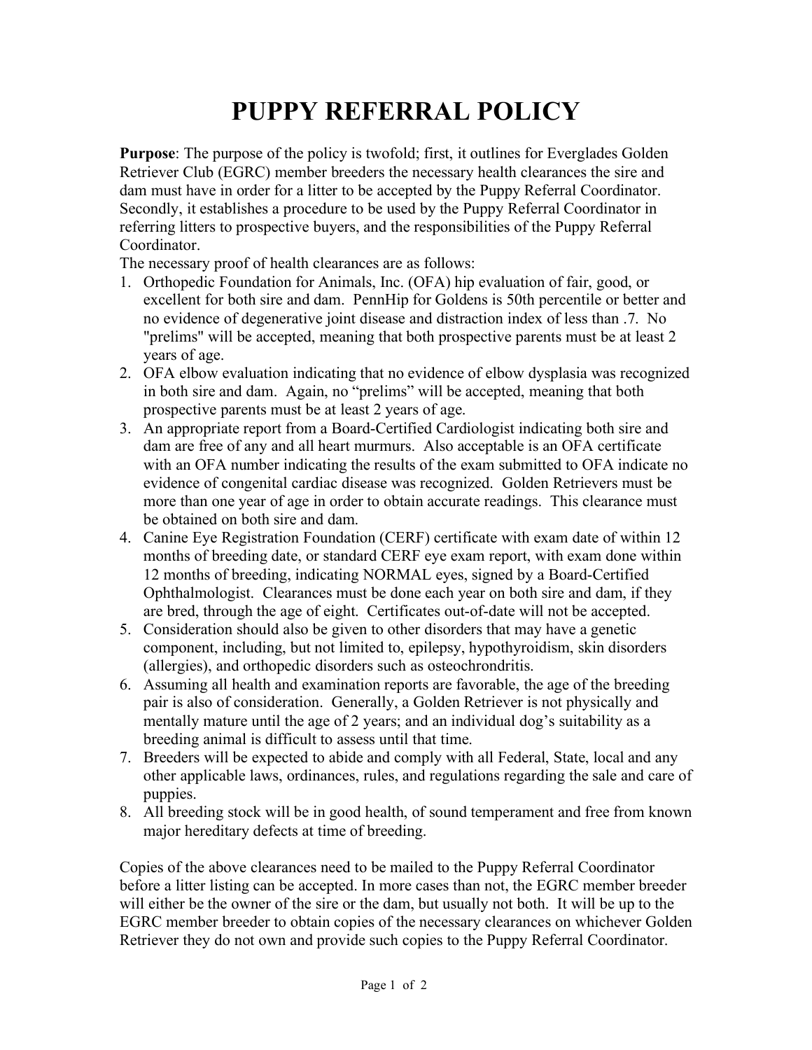# PUPPY REFERRAL POLICY

**Purpose**: The purpose of the policy is twofold; first, it outlines for Everglades Golden Retriever Club (EGRC) member breeders the necessary health clearances the sire and dam must have in order for a litter to be accepted by the Puppy Referral Coordinator. Secondly, it establishes a procedure to be used by the Puppy Referral Coordinator in referring litters to prospective buyers, and the responsibilities of the Puppy Referral Coordinator.

The necessary proof of health clearances are as follows:

1. Orthopedic Foundation for Animals, Inc. (OFA) hip evaluation of fair, good, or excellent for both sire and dam. PennHip for Goldens is 50th percentile or better and no evidence of degenerative joint disease and distraction index of less than .7. No "prelims" will be accepted, meaning that both prospective parents must be at least 2 years of age.
2. OFA elbow evaluation indicating that no evidence of elbow dysplasia was recognized in both sire and dam. Again, no "prelims" will be accepted, meaning that both prospective parents must be at least 2 years of age.
3. An appropriate report from a Board-Certified Cardiologist indicating both sire and dam are free of any and all heart murmurs. Also acceptable is an OFA certificate with an OFA number indicating the results of the exam submitted to OFA indicate no evidence of congenital cardiac disease was recognized. Golden Retrievers must be more than one year of age in order to obtain accurate readings. This clearance must be obtained on both sire and dam.
4. Canine Eye Registration Foundation (CERF) certificate with exam date of within 12 months of breeding date, or standard CERF eye exam report, with exam done within 12 months of breeding, indicating NORMAL eyes, signed by a Board-Certified Ophthalmologist. Clearances must be done each year on both sire and dam, if they are bred, through the age of eight. Certificates out-of-date will not be accepted.
5. Consideration should also be given to other disorders that may have a genetic component, including, but not limited to, epilepsy, hypothyroidism, skin disorders (allergies), and orthopedic disorders such as osteochrondritis.
6. Assuming all health and examination reports are favorable, the age of the breeding pair is also of consideration. Generally, a Golden Retriever is not physically and mentally mature until the age of 2 years; and an individual dog's suitability as a breeding animal is difficult to assess until that time.
7. Breeders will be expected to abide and comply with all Federal, State, local and any other applicable laws, ordinances, rules, and regulations regarding the sale and care of puppies.
8. All breeding stock will be in good health, of sound temperament and free from known major hereditary defects at time of breeding.

Copies of the above clearances need to be mailed to the Puppy Referral Coordinator before a litter listing can be accepted. In more cases than not, the EGRC member breeder will either be the owner of the sire or the dam, but usually not both. It will be up to the EGRC member breeder to obtain copies of the necessary clearances on whichever Golden Retriever they do not own and provide such copies to the Puppy Referral Coordinator.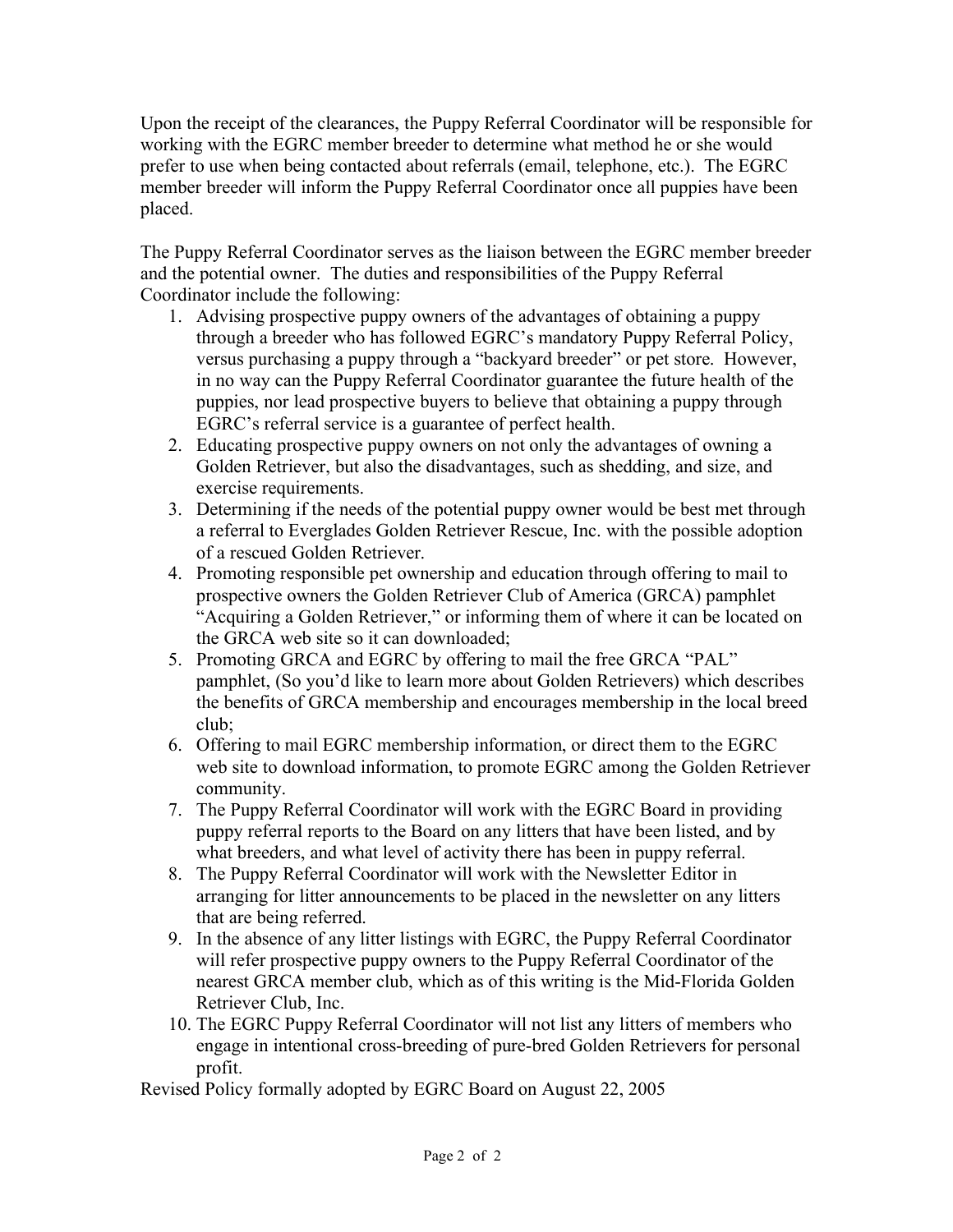Upon the receipt of the clearances, the Puppy Referral Coordinator will be responsible for working with the EGRC member breeder to determine what method he or she would prefer to use when being contacted about referrals (email, telephone, etc.). The EGRC member breeder will inform the Puppy Referral Coordinator once all puppies have been placed.

The Puppy Referral Coordinator serves as the liaison between the EGRC member breeder and the potential owner. The duties and responsibilities of the Puppy Referral Coordinator include the following:

1. Advising prospective puppy owners of the advantages of obtaining a puppy through a breeder who has followed EGRC's mandatory Puppy Referral Policy, versus purchasing a puppy through a "backyard breeder" or pet store. However, in no way can the Puppy Referral Coordinator guarantee the future health of the puppies, nor lead prospective buyers to believe that obtaining a puppy through EGRC's referral service is a guarantee of perfect health.
2. Educating prospective puppy owners on not only the advantages of owning a Golden Retriever, but also the disadvantages, such as shedding, and size, and exercise requirements.
3. Determining if the needs of the potential puppy owner would be best met through a referral to Everglades Golden Retriever Rescue, Inc. with the possible adoption of a rescued Golden Retriever.
4. Promoting responsible pet ownership and education through offering to mail to prospective owners the Golden Retriever Club of America (GRCA) pamphlet "Acquiring a Golden Retriever," or informing them of where it can be located on the GRCA web site so it can downloaded;
5. Promoting GRCA and EGRC by offering to mail the free GRCA "PAL" pamphlet, (So you'd like to learn more about Golden Retrievers) which describes the benefits of GRCA membership and encourages membership in the local breed club;
6. Offering to mail EGRC membership information, or direct them to the EGRC web site to download information, to promote EGRC among the Golden Retriever community.
7. The Puppy Referral Coordinator will work with the EGRC Board in providing puppy referral reports to the Board on any litters that have been listed, and by what breeders, and what level of activity there has been in puppy referral.
8. The Puppy Referral Coordinator will work with the Newsletter Editor in arranging for litter announcements to be placed in the newsletter on any litters that are being referred.
9. In the absence of any litter listings with EGRC, the Puppy Referral Coordinator will refer prospective puppy owners to the Puppy Referral Coordinator of the nearest GRCA member club, which as of this writing is the Mid-Florida Golden Retriever Club, Inc.
10. The EGRC Puppy Referral Coordinator will not list any litters of members who engage in intentional cross-breeding of pure-bred Golden Retrievers for personal profit.

Revised Policy formally adopted by EGRC Board on August 22, 2005